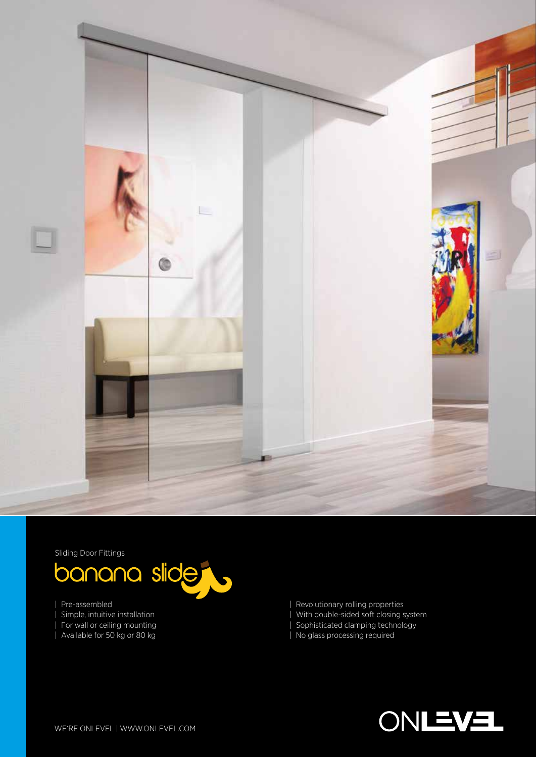Sliding Door Fittings

# banana slide

- Pre-assembled
- Simple, intuitive installation
- For wall or ceiling mounting
- Available for 50 kg or 80 kg
- Revolutionary rolling properties
- With double-sided soft closing system
- Sophisticated clamping technology
- No glass processing required

WE'RE ONLEVEL | WWW.ONLEVEL.COM

ONLEVEL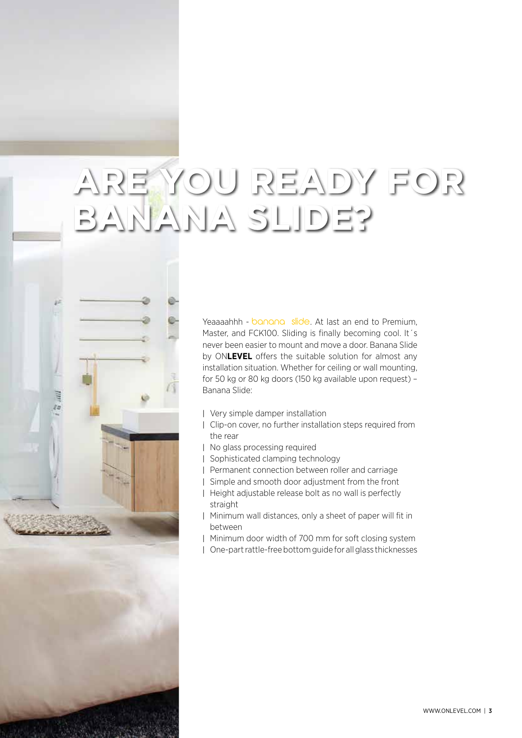# ARE YOU READY FOR BANANA SLIDE?

Yeaaaahhh - banana slide. At last an end to Premium, Master, and FCK100. Sliding is finally becoming cool. It´s never been easier to mount and move a door. Banana Slide by ON**LEVEL** offers the suitable solution for almost any installation situation. Whether for ceiling or wall mounting, for 50 kg or 80 kg doors (150 kg available upon request) – Banana Slide:

- Very simple damper installation
- Clip-on cover, no further installation steps required from the rear
- No glass processing required
- Sophisticated clamping technology
- Permanent connection between roller and carriage
- Simple and smooth door adjustment from the front
- Height adjustable release bolt as no wall is perfectly straight
- Minimum wall distances, only a sheet of paper will fit in between
- Minimum door width of 700 mm for soft closing system
- One-part rattle-free bottom guide for all glass thicknesses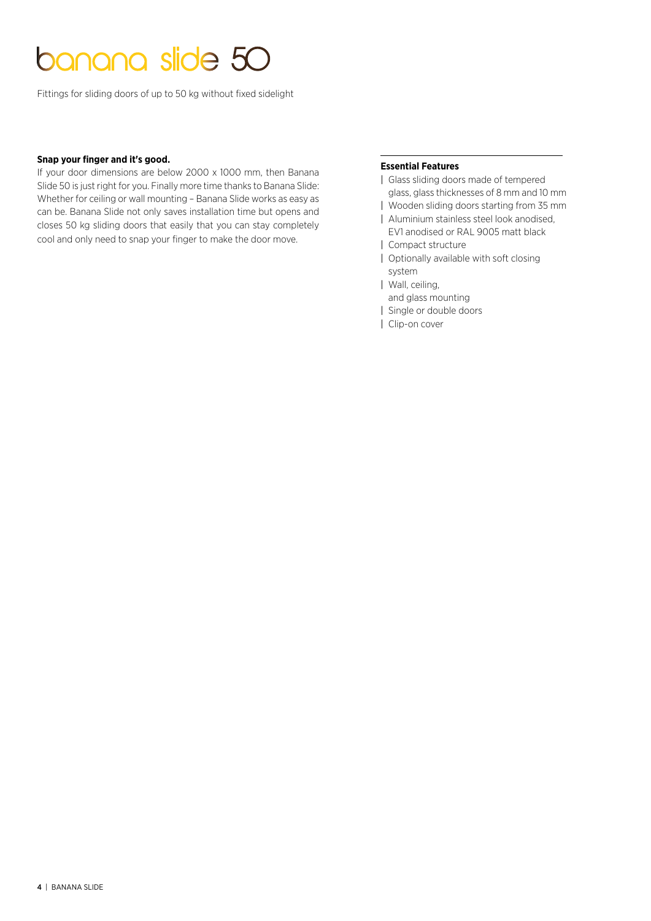# banana slide 50

Fittings for sliding doors of up to 50 kg without fixed sidelight

**Snap your finger and it's good.**

If your door dimensions are below 2000 x 1000 mm, then Banana Slide 50 is just right for you. Finally more time thanks to Banana Slide: Whether for ceiling or wall mounting – Banana Slide works as easy as can be. Banana Slide not only saves installation time but opens and closes 50 kg sliding doors that easily that you can stay completely cool and only need to snap your finger to make the door move.

**Essential Features**

- Glass sliding doors made of tempered glass, glass thicknesses of 8 mm and 10 mm
- Wooden sliding doors starting from 35 mm
- Aluminium stainless steel look anodised, EV1 anodised or RAL 9005 matt black
- Compact structure
- Optionally available with soft closing system
- Wall, ceiling, and glass mounting
- Single or double doors
- Clip-on cover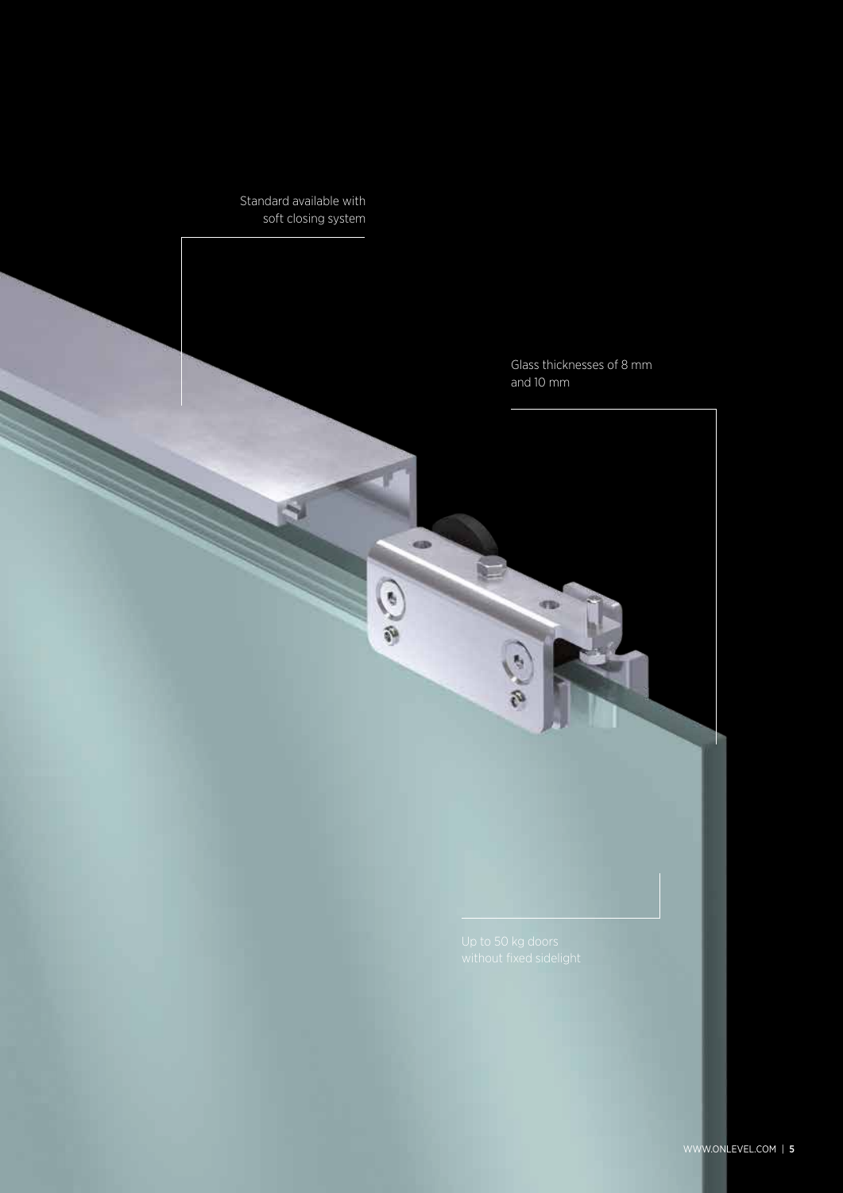Standard available with soft closing system

Glass thicknesses of 8 mm and 10 mm

Up to 50 kg doors without fixed sidelight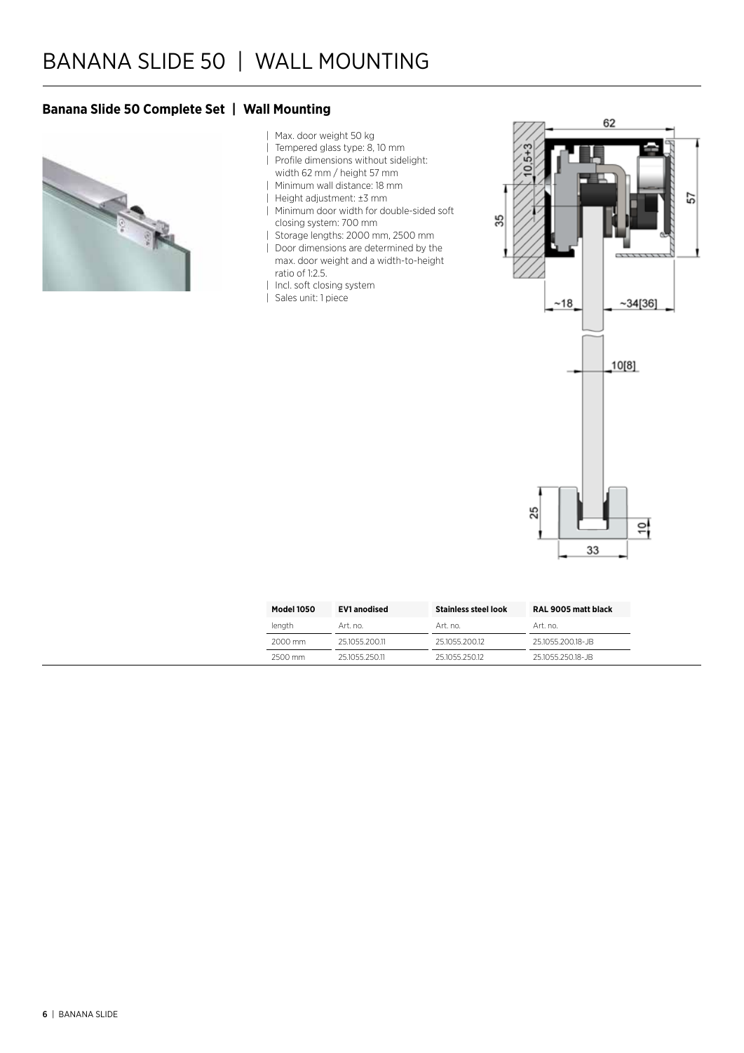# BANANA SLIDE 50 | WALL MOUNTING

## Banana Slide 50 Complete Set | Wall Mounting

- Max. door weight 50 kg
- Tempered glass type: 8, 10 mm
- Profile dimensions without sidelight: width 62 mm / height 57 mm
- Minimum wall distance: 18 mm
- Height adjustment: ±3 mm
- Minimum door width for double-sided soft closing system: 700 mm
- Storage lengths: 2000 mm, 2500 mm
- Door dimensions are determined by the max. door weight and a width-to-height ratio of 1:2.5.
- Incl. soft closing system
- Sales unit: 1 piece

| Model 1050 | EV1 anodised | Stainless steel look | RAL 9005 matt black |
|---|---|---|---|
| length | Art. no. | Art. no. | Art. no. |
| 2000 mm | 25.1055.200.11 | 25.1055.200.12 | 25.1055.200.18-JB |
| 2500 mm | 25.1055.250.11 | 25.1055.250.12 | 25.1055.250.18-JB |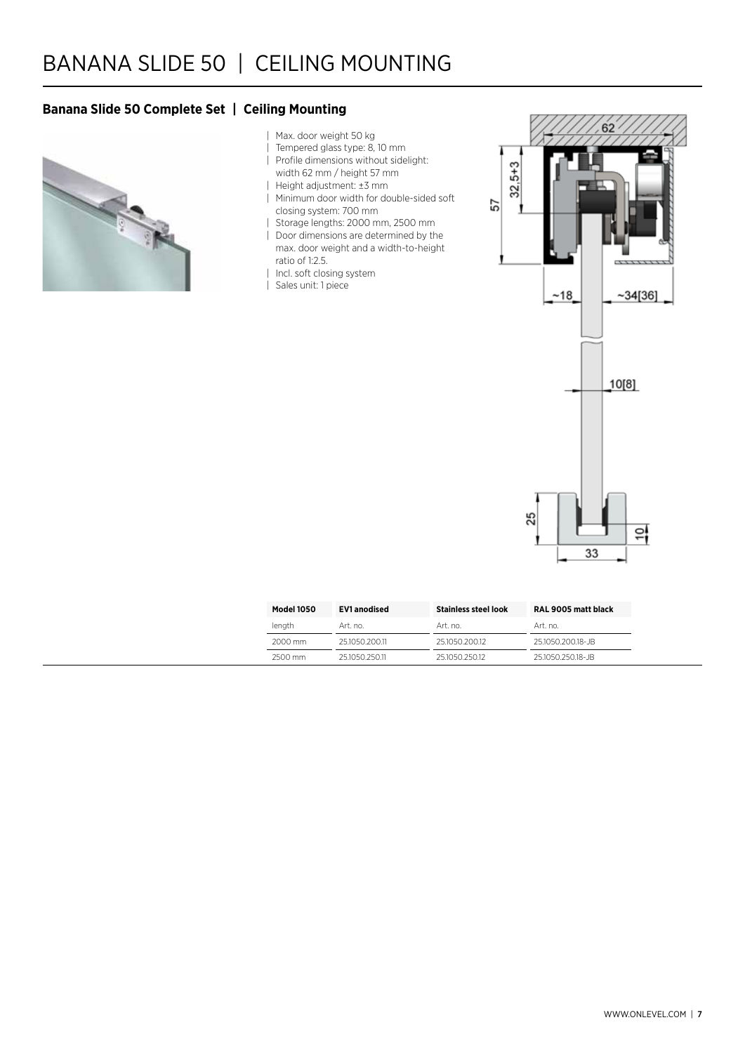# BANANA SLIDE 50 | CEILING MOUNTING

### Banana Slide 50 Complete Set | Ceiling Mounting

- Max. door weight 50 kg
- Tempered glass type: 8, 10 mm
- Profile dimensions without sidelight: width 62 mm / height 57 mm
- Height adjustment: ±3 mm
- Minimum door width for double-sided soft closing system: 700 mm
- Storage lengths: 2000 mm, 2500 mm
- Door dimensions are determined by the max. door weight and a width-to-height ratio of 1:2.5.
- Incl. soft closing system
- Sales unit: 1 piece

| Model 1050 | EV1 anodised | Stainless steel look | RAL 9005 matt black |
|---|---|---|---|
| length | Art. no. | Art. no. | Art. no. |
| 2000 mm | 25.1050.200.11 | 25.1050.200.12 | 25.1050.200.18-JB |
| 2500 mm | 25.1050.250.11 | 25.1050.250.12 | 25.1050.250.18-JB |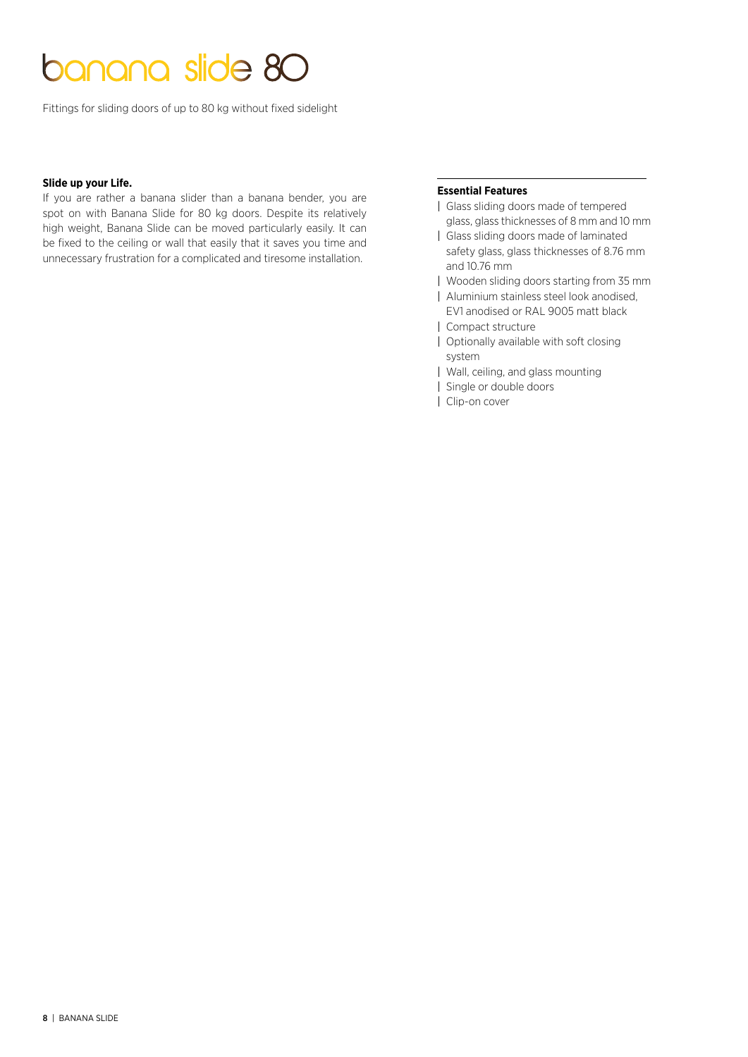# banana slide 80

Fittings for sliding doors of up to 80 kg without fixed sidelight

**Slide up your Life.**

If you are rather a banana slider than a banana bender, you are spot on with Banana Slide for 80 kg doors. Despite its relatively high weight, Banana Slide can be moved particularly easily. It can be fixed to the ceiling or wall that easily that it saves you time and unnecessary frustration for a complicated and tiresome installation.

**Essential Features**

- Glass sliding doors made of tempered glass, glass thicknesses of 8 mm and 10 mm
- Glass sliding doors made of laminated safety glass, glass thicknesses of 8.76 mm and 10.76 mm
- Wooden sliding doors starting from 35 mm
- Aluminium stainless steel look anodised, EV1 anodised or RAL 9005 matt black
- Compact structure
- Optionally available with soft closing system
- Wall, ceiling, and glass mounting
- Single or double doors
- Clip-on cover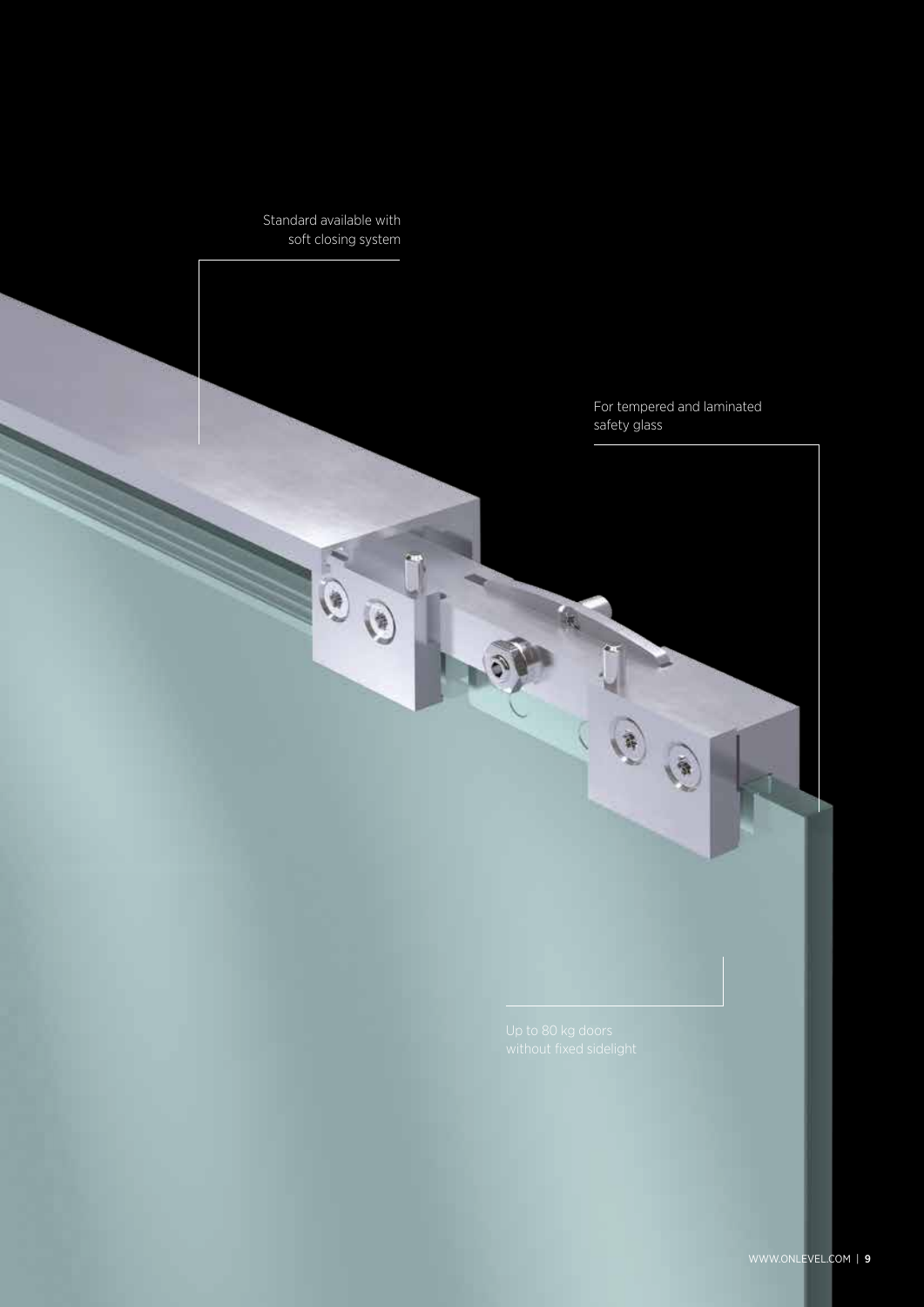Standard available with soft closing system

For tempered and laminated safety glass

Up to 80 kg doors without fixed sidelight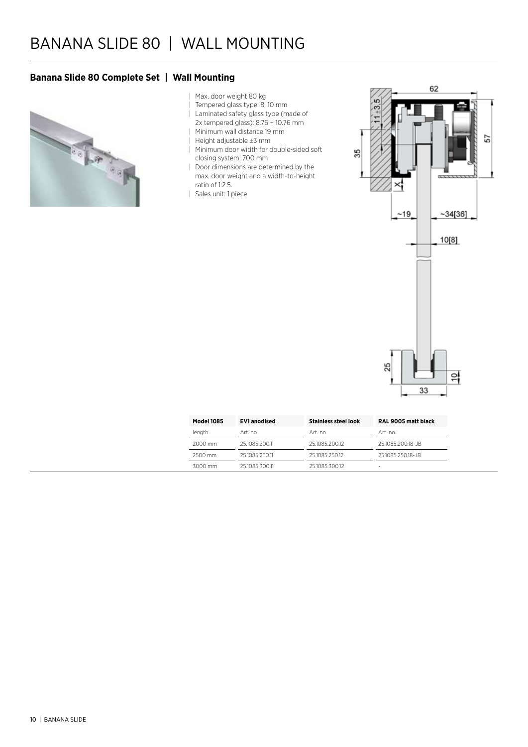# BANANA SLIDE 80 | WALL MOUNTING

## Banana Slide 80 Complete Set | Wall Mounting

- Max. door weight 80 kg
- Tempered glass type: 8, 10 mm
- Laminated safety glass type (made of 2x tempered glass): 8.76 + 10.76 mm
- Minimum wall distance 19 mm
- Height adjustable ±3 mm
- Minimum door width for double-sided soft closing system: 700 mm
- Door dimensions are determined by the max. door weight and a width-to-height ratio of 1:2.5.
- Sales unit: 1 piece

| Model 1085 | EV1 anodised | Stainless steel look | RAL 9005 matt black |
|---|---|---|---|
| length | Art. no. | Art. no. | Art. no. |
| 2000 mm | 25.1085.200.11 | 25.1085.200.12 | 25.1085.200.18-JB |
| 2500 mm | 25.1085.250.11 | 25.1085.250.12 | 25.1085.250.18-JB |
| 3000 mm | 25.1085.300.11 | 25.1085.300.12 | - |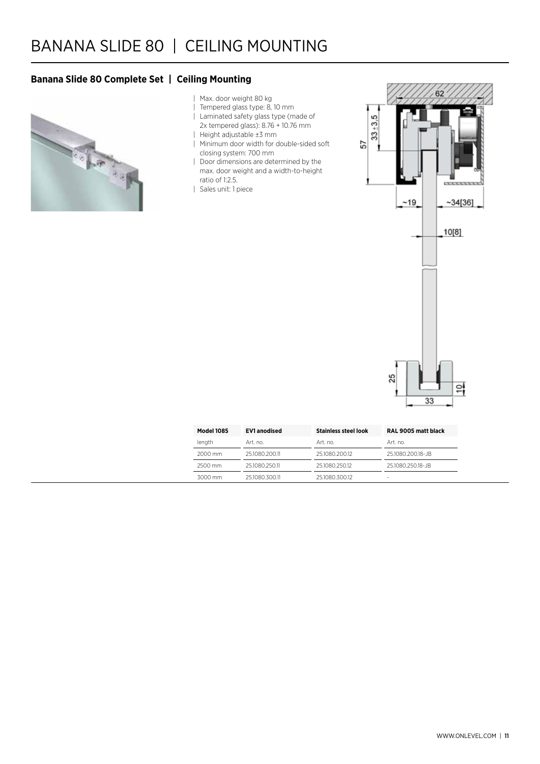# BANANA SLIDE 80 | CEILING MOUNTING

### Banana Slide 80 Complete Set | Ceiling Mounting

- Max. door weight 80 kg
- Tempered glass type: 8, 10 mm
- Laminated safety glass type (made of 2x tempered glass): 8.76 + 10.76 mm
- Height adjustable ±3 mm
- Minimum door width for double-sided soft closing system: 700 mm
- Door dimensions are determined by the max. door weight and a width-to-height ratio of 1:2.5.
- Sales unit: 1 piece

| Model 1085 | EV1 anodised | Stainless steel look | RAL 9005 matt black |
| --- | --- | --- | --- |
| length | Art. no. | Art. no. | Art. no. |
| 2000 mm | 25.1080.200.11 | 25.1080.200.12 | 25.1080.200.18-JB |
| 2500 mm | 25.1080.250.11 | 25.1080.250.12 | 25.1080.250.18-JB |
| 3000 mm | 25.1080.300.11 | 25.1080.300.12 | - |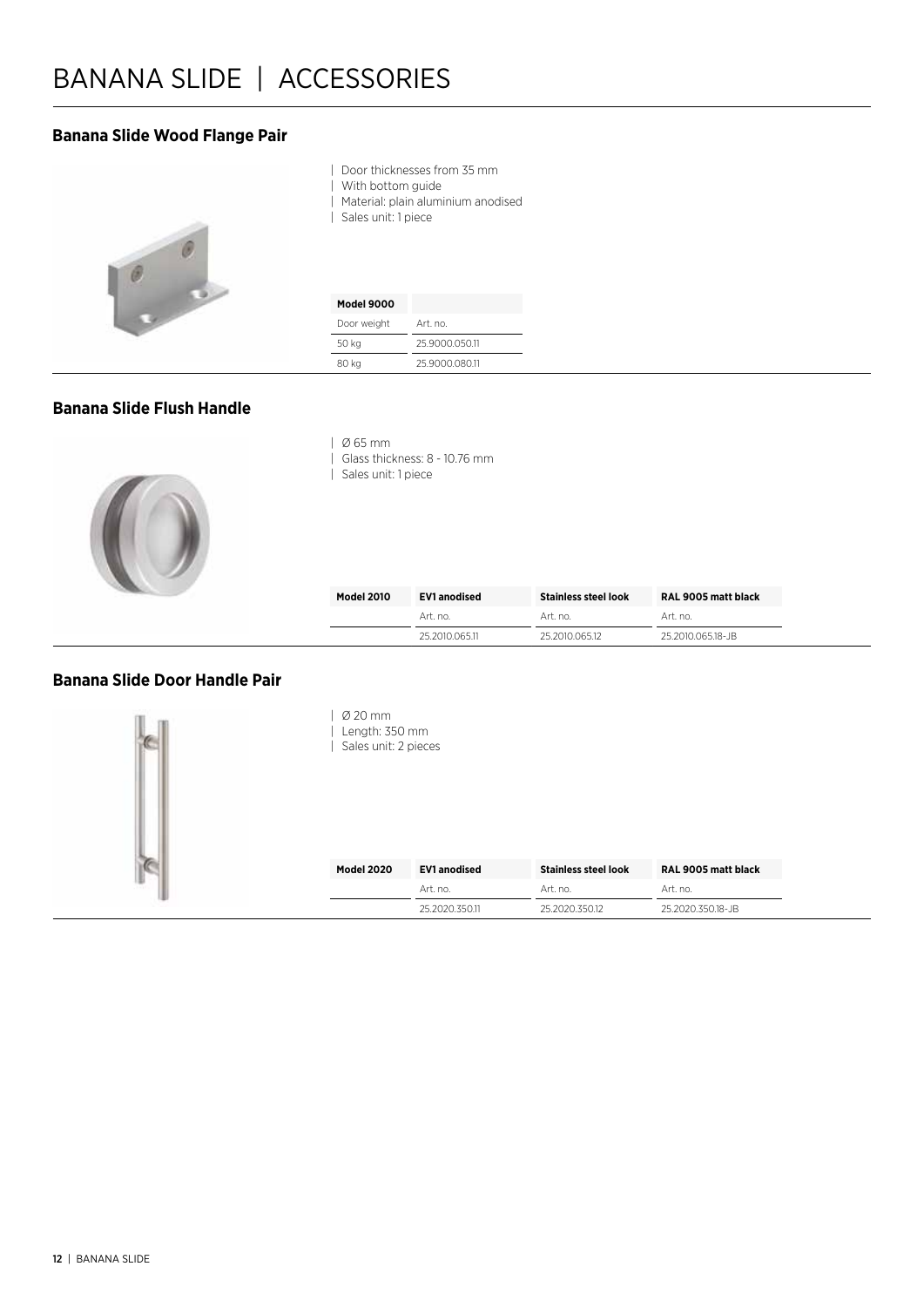# BANANA SLIDE | ACCESSORIES

## Banana Slide Wood Flange Pair

| Door thicknesses from 35 mm
| With bottom guide
| Material: plain aluminium anodised
| Sales unit: 1 piece

| Model 9000 | |
|---|---|
| Door weight | Art. no. |
| 50 kg | 25.9000.050.11 |
| 80 kg | 25.9000.080.11 |

## Banana Slide Flush Handle

| Ø 65 mm
| Glass thickness: 8 - 10.76 mm
| Sales unit: 1 piece

| Model 2010 | EV1 anodised | Stainless steel look | RAL 9005 matt black |
|---|---|---|---|
| | Art. no. | Art. no. | Art. no. |
| | 25.2010.065.11 | 25.2010.065.12 | 25.2010.065.18-JB |

## Banana Slide Door Handle Pair

| Ø 20 mm
| Length: 350 mm
| Sales unit: 2 pieces

| Model 2020 | EV1 anodised | Stainless steel look | RAL 9005 matt black |
|---|---|---|---|
| | Art. no. | Art. no. | Art. no. |
| | 25.2020.350.11 | 25.2020.350.12 | 25.2020.350.18-JB |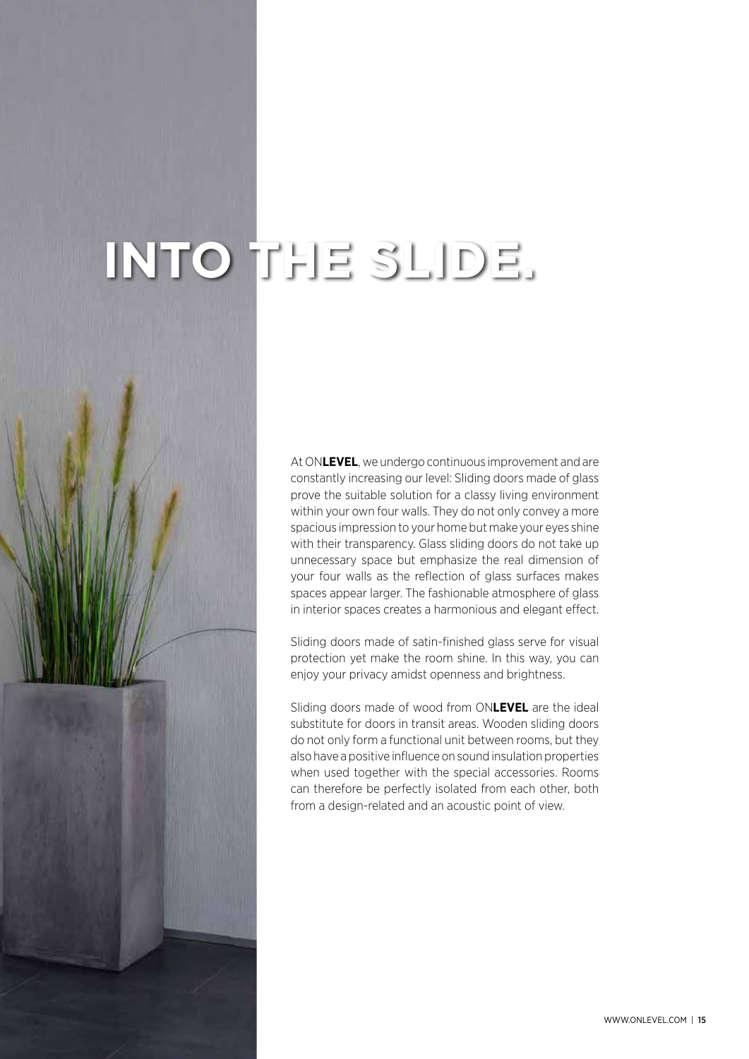# INTO THE SLIDE.

At ON**LEVEL**, we undergo continuous improvement and are constantly increasing our level: Sliding doors made of glass prove the suitable solution for a classy living environment within your own four walls. They do not only convey a more spacious impression to your home but make your eyes shine with their transparency. Glass sliding doors do not take up unnecessary space but emphasize the real dimension of your four walls as the reflection of glass surfaces makes spaces appear larger. The fashionable atmosphere of glass in interior spaces creates a harmonious and elegant effect.

Sliding doors made of satin-finished glass serve for visual protection yet make the room shine. In this way, you can enjoy your privacy amidst openness and brightness.

Sliding doors made of wood from ON**LEVEL** are the ideal substitute for doors in transit areas. Wooden sliding doors do not only form a functional unit between rooms, but they also have a positive influence on sound insulation properties when used together with the special accessories. Rooms can therefore be perfectly isolated from each other, both from a design-related and an acoustic point of view.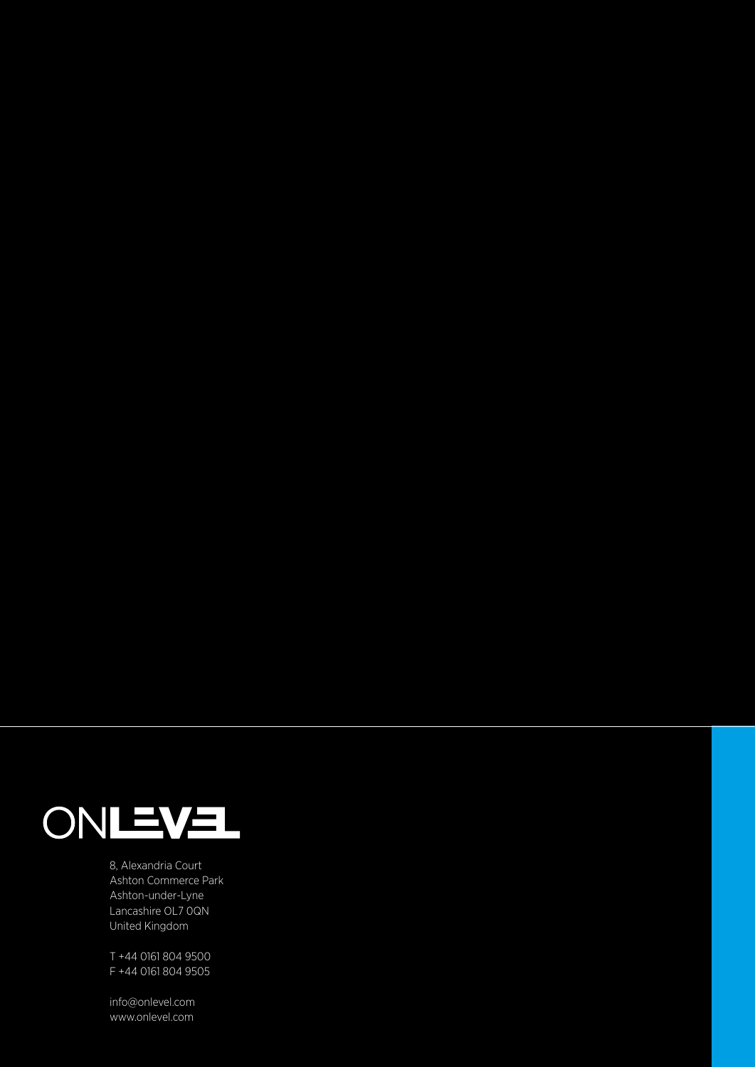ONLEVEL

8, Alexandria Court
Ashton Commerce Park
Ashton-under-Lyne
Lancashire OL7 0QN
United Kingdom

T +44 0161 804 9500
F +44 0161 804 9505

info@onlevel.com
www.onlevel.com